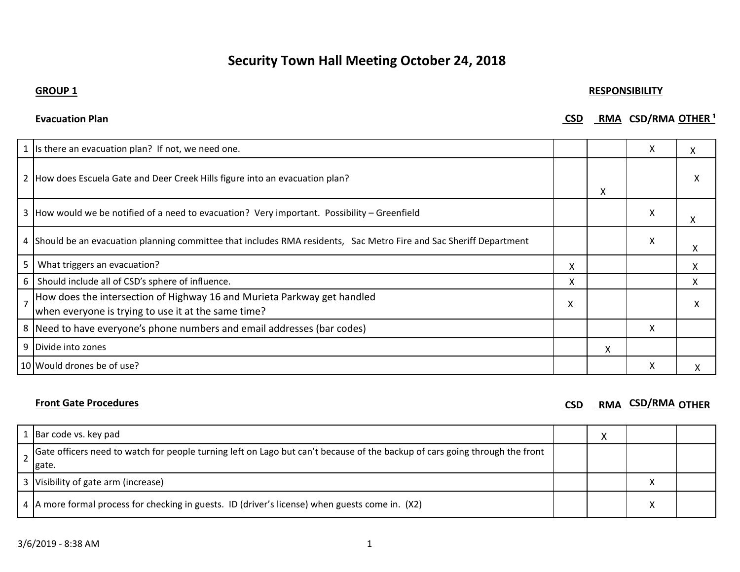# Security Town Hall Meeting October 24, 2018

**GROUP 1**

**RESPONSIBILITY**

## Evacuation Plan

| # | Item | CSD | RMA | CSD/RMA | OTHER [1] |
|---|---|---|---|---|---|
| 1 | Is there an evacuation plan? If not, we need one. | | | X | X |
| 2 | How does Escuela Gate and Deer Creek Hills figure into an evacuation plan? | | X | | X |
| 3 | How would we be notified of a need to evacuation? Very important. Possibility – Greenfield | | | X | X |
| 4 | Should be an evacuation planning committee that includes RMA residents, Sac Metro Fire and Sac Sheriff Department | | | X | X |
| 5 | What triggers an evacuation? | X | | | X |
| 6 | Should include all of CSD's sphere of influence. | X | | | X |
| 7 | How does the intersection of Highway 16 and Murieta Parkway get handled when everyone is trying to use it at the same time? | X | | | X |
| 8 | Need to have everyone's phone numbers and email addresses (bar codes) | | | X | |
| 9 | Divide into zones | | X | | |
| 10 | Would drones be of use? | | | X | X |

## Front Gate Procedures

| # | Item | CSD | RMA | CSD/RMA | OTHER |
|---|---|---|---|---|---|
| 1 | Bar code vs. key pad | | X | | |
| 2 | Gate officers need to watch for people turning left on Lago but can't because of the backup of cars going through the front gate. | | | | |
| 3 | Visibility of gate arm (increase) | | | X | |
| 4 | A more formal process for checking in guests. ID (driver's license) when guests come in. (X2) | | | X | |

3/6/2019 - 8:38 AM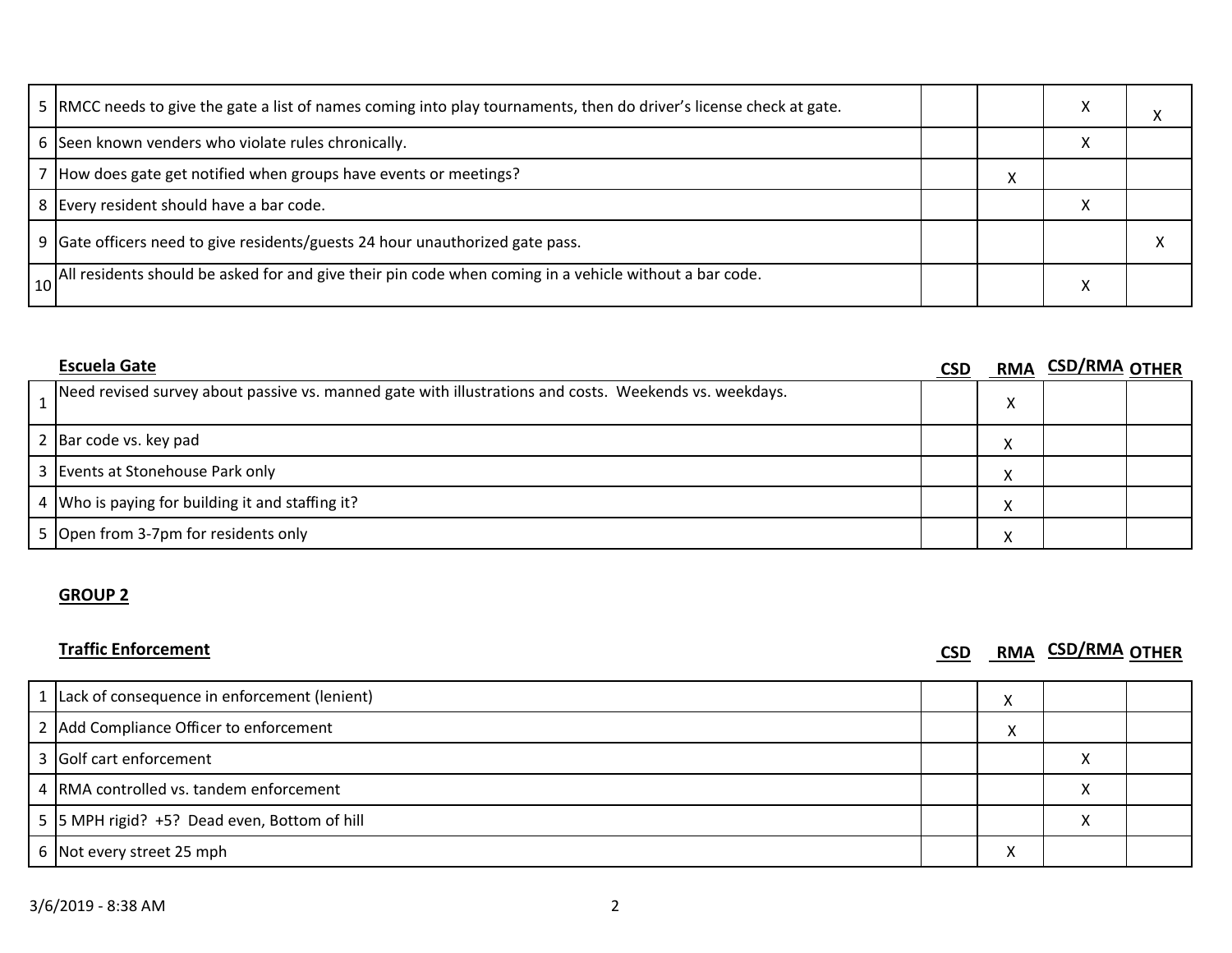| | | CSD | RMA | CSD/RMA | OTHER |
|---|---|---|---|---|---|
| 5 | RMCC needs to give the gate a list of names coming into play tournaments, then do driver's license check at gate. | | | X | X |
| 6 | Seen known venders who violate rules chronically. | | | X | |
| 7 | How does gate get notified when groups have events or meetings? | | X | | |
| 8 | Every resident should have a bar code. | | | X | |
| 9 | Gate officers need to give residents/guests 24 hour unauthorized gate pass. | | | | X |
| 10 | All residents should be asked for and give their pin code when coming in a vehicle without a bar code. | | | X | |

**Escuela Gate**

| | | CSD | RMA | CSD/RMA | OTHER |
|---|---|---|---|---|---|
| 1 | Need revised survey about passive vs. manned gate with illustrations and costs. Weekends vs. weekdays. | | X | | |
| 2 | Bar code vs. key pad | | X | | |
| 3 | Events at Stonehouse Park only | | X | | |
| 4 | Who is paying for building it and staffing it? | | X | | |
| 5 | Open from 3-7pm for residents only | | X | | |

## GROUP 2

**Traffic Enforcement**

| | | CSD | RMA | CSD/RMA | OTHER |
|---|---|---|---|---|---|
| 1 | Lack of consequence in enforcement (lenient) | | X | | |
| 2 | Add Compliance Officer to enforcement | | X | | |
| 3 | Golf cart enforcement | | | X | |
| 4 | RMA controlled vs. tandem enforcement | | | X | |
| 5 | 5 MPH rigid? +5? Dead even, Bottom of hill | | | X | |
| 6 | Not every street 25 mph | | X | | |

3/6/2019 - 8:38 AM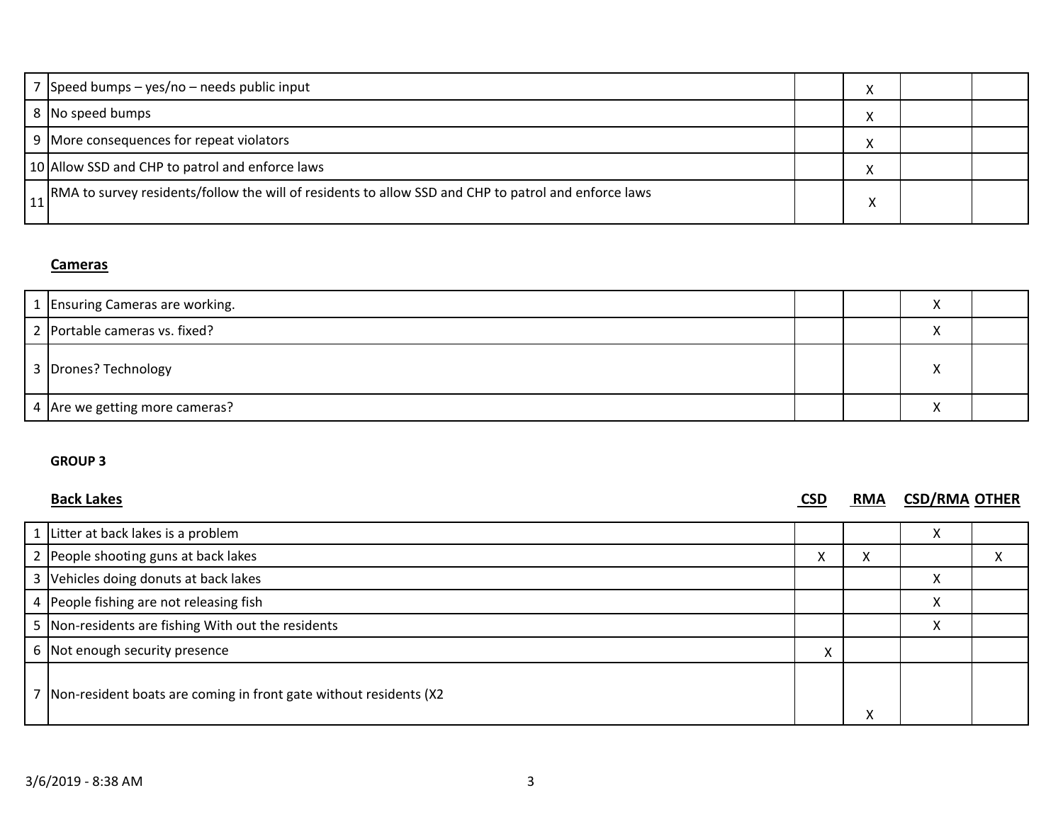| # | Item | CSD | RMA | CSD/RMA | OTHER |
|---|---|---|---|---|---|
| 7 | Speed bumps – yes/no – needs public input | | X | | |
| 8 | No speed bumps | | X | | |
| 9 | More consequences for repeat violators | | X | | |
| 10 | Allow SSD and CHP to patrol and enforce laws | | X | | |
| 11 | RMA to survey residents/follow the will of residents to allow SSD and CHP to patrol and enforce laws | | X | | |

**Cameras**

| # | Item | CSD | RMA | CSD/RMA | OTHER |
|---|---|---|---|---|---|
| 1 | Ensuring Cameras are working. | | | X | |
| 2 | Portable cameras vs. fixed? | | | X | |
| 3 | Drones? Technology | | | X | |
| 4 | Are we getting more cameras? | | | X | |

**GROUP 3**

**Back Lakes**

| # | Item | CSD | RMA | CSD/RMA | OTHER |
|---|---|---|---|---|---|
| 1 | Litter at back lakes is a problem | | | X | |
| 2 | People shooting guns at back lakes | X | X | | X |
| 3 | Vehicles doing donuts at back lakes | | | X | |
| 4 | People fishing are not releasing fish | | | X | |
| 5 | Non-residents are fishing With out the residents | | | X | |
| 6 | Not enough security presence | X | | | |
| 7 | Non-resident boats are coming in front gate without residents (X2 | | X | | |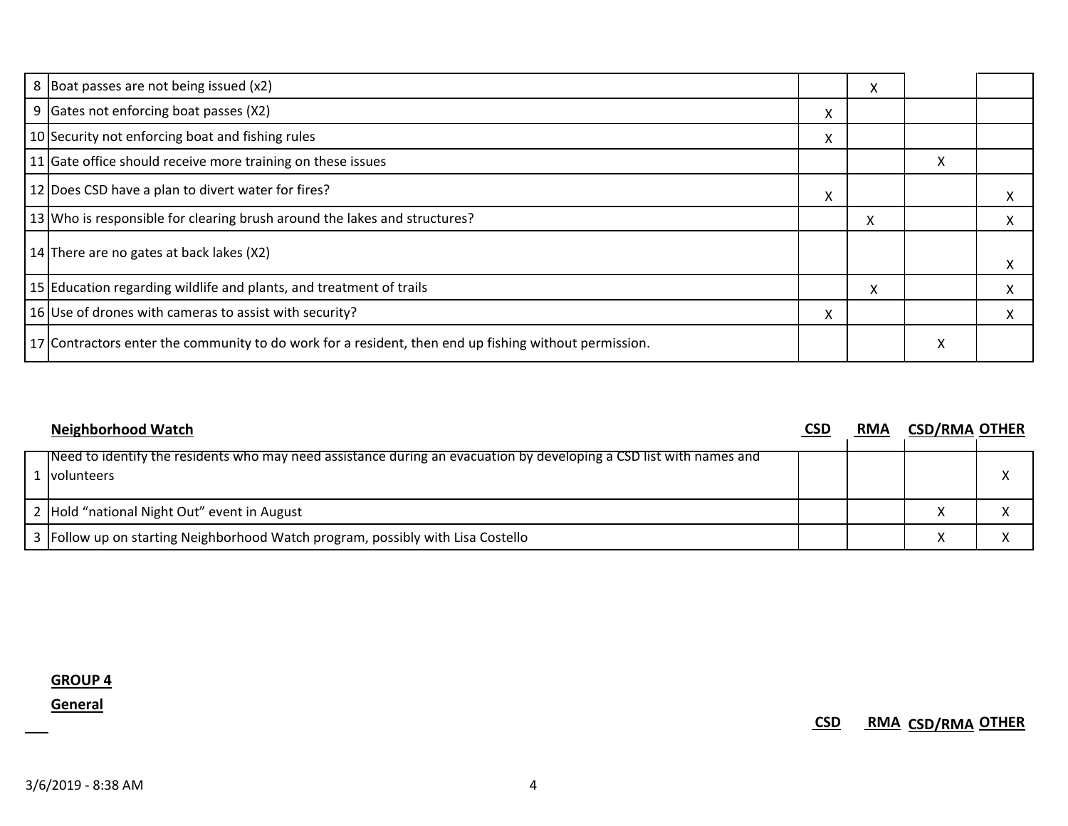| | | CSD | RMA | CSD/RMA | OTHER |
|---|---|---|---|---|---|
| 8 | Boat passes are not being issued (x2) | | X | | |
| 9 | Gates not enforcing boat passes (X2) | X | | | |
| 10 | Security not enforcing boat and fishing rules | X | | | |
| 11 | Gate office should receive more training on these issues | | | X | |
| 12 | Does CSD have a plan to divert water for fires? | X | | | X |
| 13 | Who is responsible for clearing brush around the lakes and structures? | | X | | X |
| 14 | There are no gates at back lakes (X2) | | | | X |
| 15 | Education regarding wildlife and plants, and treatment of trails | | X | | X |
| 16 | Use of drones with cameras to assist with security? | X | | | X |
| 17 | Contractors enter the community to do work for a resident, then end up fishing without permission. | | | X | |

**Neighborhood Watch**

| | | CSD | RMA | CSD/RMA | OTHER |
|---|---|---|---|---|---|
| 1 | Need to identify the residents who may need assistance during an evacuation by developing a CSD list with names and volunteers | | | | X |
| 2 | Hold "national Night Out" event in August | | | X | X |
| 3 | Follow up on starting Neighborhood Watch program, possibly with Lisa Costello | | | X | X |

**GROUP 4**

**General**

| | | CSD | RMA | CSD/RMA | OTHER |
|---|---|---|---|---|---|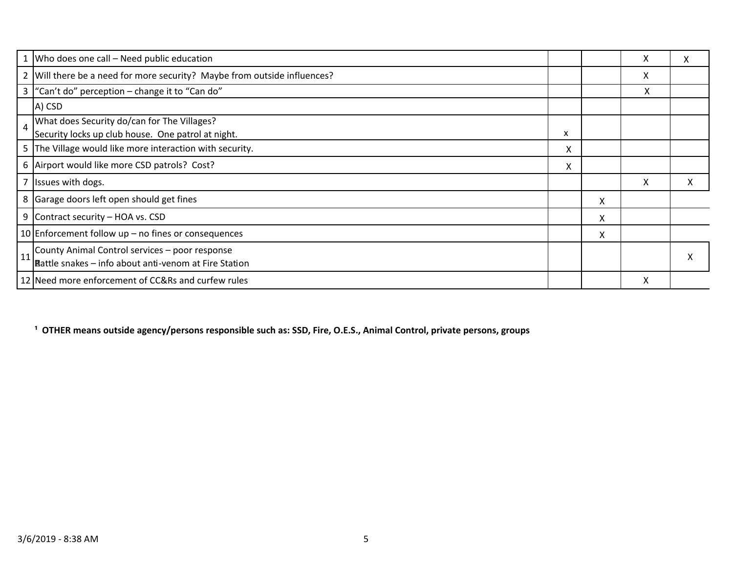| | | | | | |
|---|---|---|---|---|---|
| 1 | Who does one call – Need public education | | | X | X |
| 2 | Will there be a need for more security? Maybe from outside influences? | | | X | |
| 3 | "Can't do" perception – change it to "Can do" | | | X | |
| | A) CSD | | | | |
| 4 | What does Security do/can for The Villages?<br>Security locks up club house. One patrol at night. | x | | | |
| 5 | The Village would like more interaction with security. | X | | | |
| 6 | Airport would like more CSD patrols? Cost? | X | | | |
| 7 | Issues with dogs. | | | X | X |
| 8 | Garage doors left open should get fines | | X | | |
| 9 | Contract security – HOA vs. CSD | | X | | |
| 10 | Enforcement follow up – no fines or consequences | | X | | |
| 11 | County Animal Control services – poor response<br>Rattle snakes – info about anti-venom at Fire Station | | | | X |
| 12 | Need more enforcement of CC&Rs and curfew rules | | | X | |

**[1] OTHER means outside agency/persons responsible such as: SSD, Fire, O.E.S., Animal Control, private persons, groups**

3/6/2019 - 8:38 AM